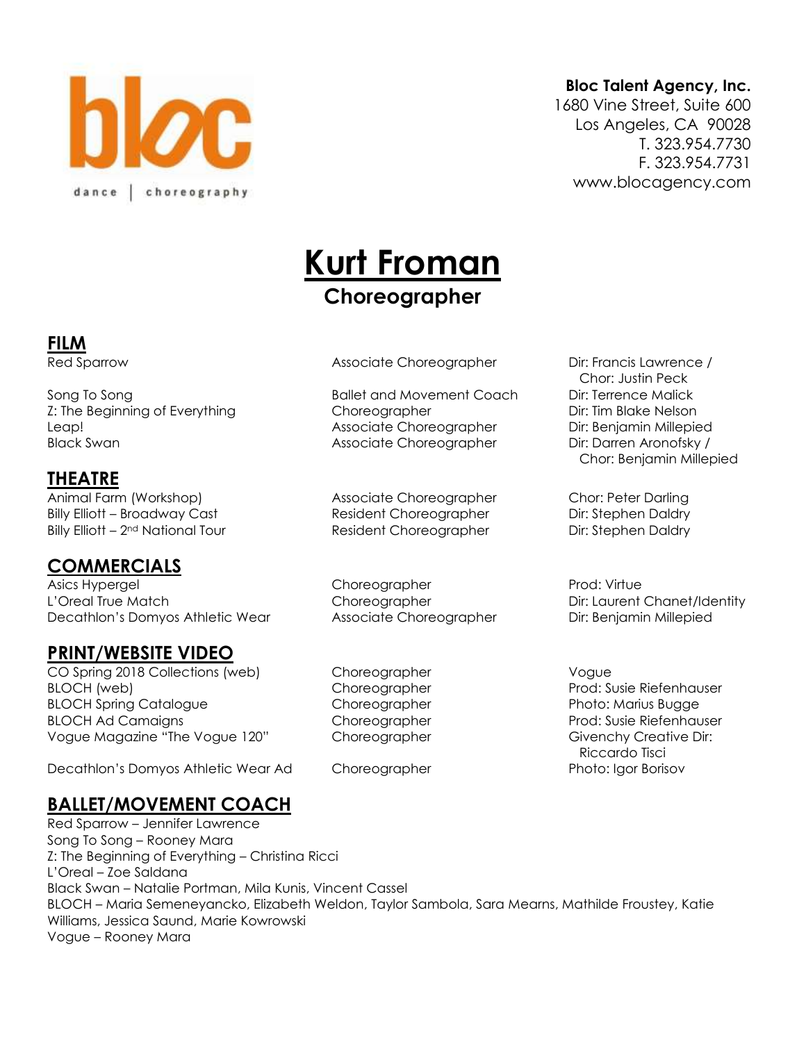**Bloc Talent Agency, Inc.**
1680 Vine Street, Suite 600
Los Angeles, CA 90028
T. 323.954.7730
F. 323.954.7731
www.blocagency.com

# Kurt Froman

## Choreographer

## FILM

| | | |
|---|---|---|
| Red Sparrow | Associate Choreographer | Dir: Francis Lawrence / Chor: Justin Peck |
| Song To Song | Ballet and Movement Coach | Dir: Terrence Malick |
| Z: The Beginning of Everything | Choreographer | Dir: Tim Blake Nelson |
| Leap! | Associate Choreographer | Dir: Benjamin Millepied |
| Black Swan | Associate Choreographer | Dir: Darren Aronofsky / Chor: Benjamin Millepied |

## THEATRE

| | | |
|---|---|---|
| Animal Farm (Workshop) | Associate Choreographer | Chor: Peter Darling |
| Billy Elliott – Broadway Cast | Resident Choreographer | Dir: Stephen Daldry |
| Billy Elliott – 2nd National Tour | Resident Choreographer | Dir: Stephen Daldry |

## COMMERCIALS

| | | |
|---|---|---|
| Asics Hypergel | Choreographer | Prod: Virtue |
| L'Oreal True Match | Choreographer | Dir: Laurent Chanet/Identity |
| Decathlon's Domyos Athletic Wear | Associate Choreographer | Dir: Benjamin Millepied |

## PRINT/WEBSITE VIDEO

| | | |
|---|---|---|
| CO Spring 2018 Collections (web) | Choreographer | Vogue |
| BLOCH (web) | Choreographer | Prod: Susie Riefenhauser |
| BLOCH Spring Catalogue | Choreographer | Photo: Marius Bugge |
| BLOCH Ad Camaigns | Choreographer | Prod: Susie Riefenhauser |
| Vogue Magazine "The Vogue 120" | Choreographer | Givenchy Creative Dir: Riccardo Tisci |
| Decathlon's Domyos Athletic Wear Ad | Choreographer | Photo: Igor Borisov |

## BALLET/MOVEMENT COACH

Red Sparrow – Jennifer Lawrence
Song To Song – Rooney Mara
Z: The Beginning of Everything – Christina Ricci
L'Oreal – Zoe Saldana
Black Swan – Natalie Portman, Mila Kunis, Vincent Cassel
BLOCH – Maria Semeneyancko, Elizabeth Weldon, Taylor Sambola, Sara Mearns, Mathilde Froustey, Katie Williams, Jessica Saund, Marie Kowrowski
Vogue – Rooney Mara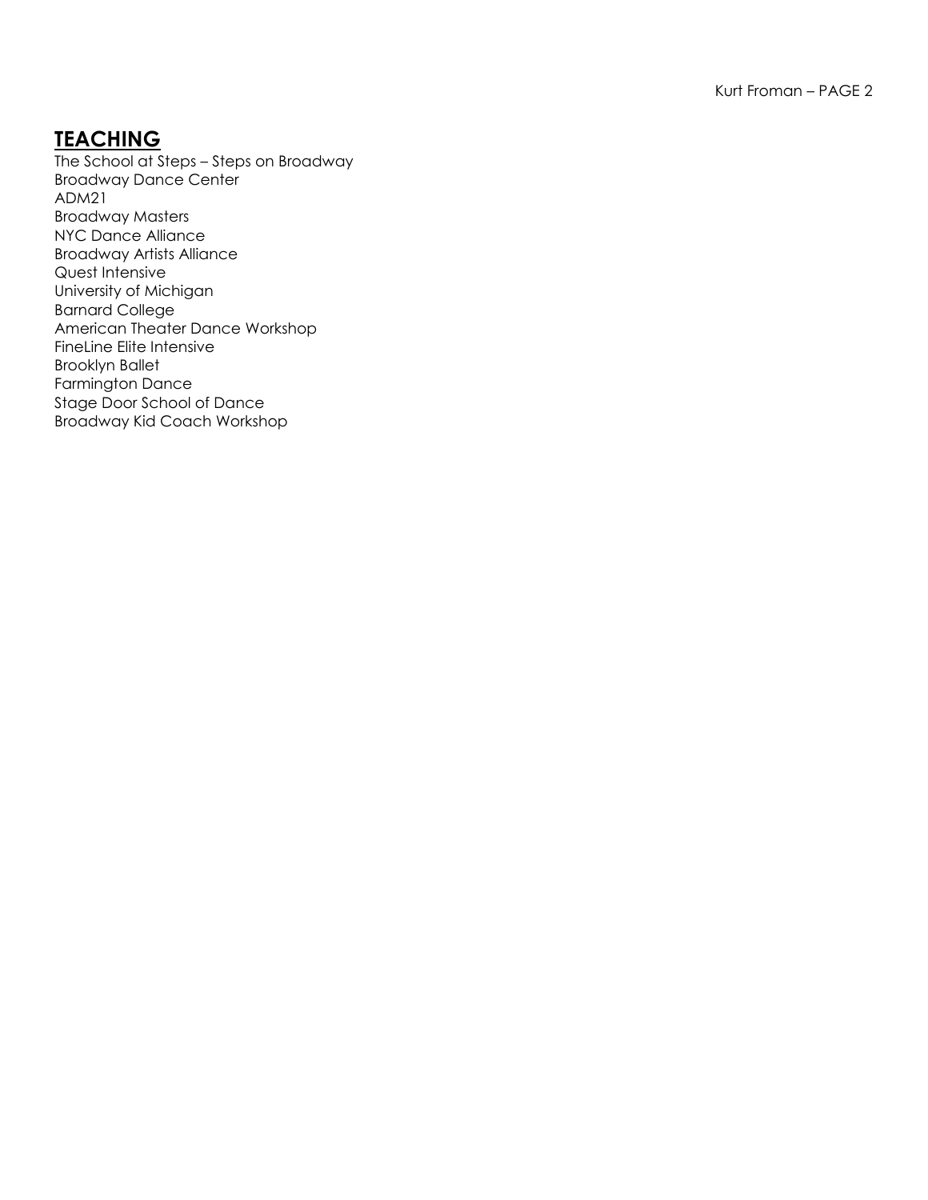## TEACHING

The School at Steps – Steps on Broadway
Broadway Dance Center
ADM21
Broadway Masters
NYC Dance Alliance
Broadway Artists Alliance
Quest Intensive
University of Michigan
Barnard College
American Theater Dance Workshop
FineLine Elite Intensive
Brooklyn Ballet
Farmington Dance
Stage Door School of Dance
Broadway Kid Coach Workshop